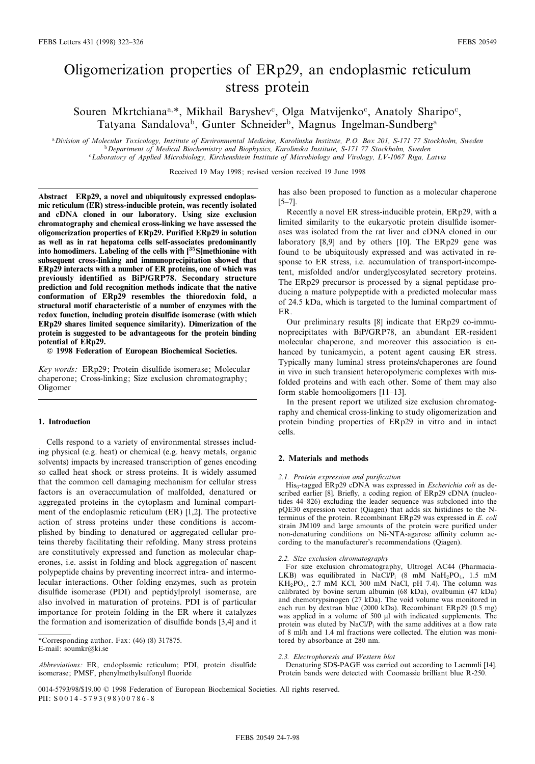# Oligomerization properties of ERp29, an endoplasmic reticulum stress protein

Souren Mkrtchian[a,*], Mikhail Baryshev[c], Olga Matvijenko[c], Anatoly Sharipo[c], Tatyana Sandalova[b], Gunter Schneider[b], Magnus Ingelman-Sundberg[a]

[a] *Division of Molecular Toxicology, Institute of Environmental Medicine, Karolinska Institute, P.O. Box 201, S-171 77 Stockholm, Sweden*
[b] *Department of Medical Biochemistry and Biophysics, Karolinska Institute, S-171 77 Stockholm, Sweden*
[c] *Laboratory of Applied Microbiology, Kirchenshtein Institute of Microbiology and Virology, LV-1067 Riga, Latvia*

Received 19 May 1998; revised version received 19 June 1998

**Abstract** ERp29, a novel and ubiquitously expressed endoplasmic reticulum (ER) stress-inducible protein, was recently isolated and cDNA cloned in our laboratory. Using size exclusion chromatography and chemical cross-linking we have assessed the oligomerization properties of ERp29. Purified ERp29 in solution as well as in rat hepatoma cells self-associates predominantly into homodimers. Labeling of the cells with [$^{35}$S]methionine with subsequent cross-linking and immunoprecipitation showed that ERp29 interacts with a number of ER proteins, one of which was previously identified as BiP/GRP78. Secondary structure prediction and fold recognition methods indicate that the native conformation of ERp29 resembles the thioredoxin fold, a structural motif characteristic of a number of enzymes with the redox function, including protein disulfide isomerase (with which ERp29 shares limited sequence similarity). Dimerization of the protein is suggested to be advantageous for the protein binding potential of ERp29.

© 1998 Federation of European Biochemical Societies.

*Key words:* ERp29; Protein disulfide isomerase; Molecular chaperone; Cross-linking; Size exclusion chromatography; Oligomer

## 1. Introduction

Cells respond to a variety of environmental stresses including physical (e.g. heat) or chemical (e.g. heavy metals, organic solvents) impacts by increased transcription of genes encoding so called heat shock or stress proteins. It is widely assumed that the common cell damaging mechanism for cellular stress factors is an overaccumulation of malfolded, denatured or aggregated proteins in the cytoplasm and luminal compartment of the endoplasmic reticulum (ER) [1,2]. The protective action of stress proteins under these conditions is accomplished by binding to denatured or aggregated cellular proteins thereby facilitating their refolding. Many stress proteins are constitutively expressed and function as molecular chaperones, i.e. assist in folding and block aggregation of nascent polypeptide chains by preventing incorrect intra- and intermolecular interactions. Other folding enzymes, such as protein disulfide isomerase (PDI) and peptidylprolyl isomerase, are also involved in maturation of proteins. PDI is of particular importance for protein folding in the ER where it catalyzes the formation and isomerization of disulfide bonds [3,4] and it has also been proposed to function as a molecular chaperone [5–7].

Recently a novel ER stress-inducible protein, ERp29, with a limited similarity to the eukaryotic protein disulfide isomerases was isolated from the rat liver and cDNA cloned in our laboratory [8,9] and by others [10]. The ERp29 gene was found to be ubiquitously expressed and was activated in response to ER stress, i.e. accumulation of transport-incompetent, misfolded and/or underglycosylated secretory proteins. The ERp29 precursor is processed by a signal peptidase producing a mature polypeptide with a predicted molecular mass of 24.5 kDa, which is targeted to the luminal compartment of ER.

Our preliminary results [8] indicate that ERp29 co-immunoprecipitates with BiP/GRP78, an abundant ER-resident molecular chaperone, and moreover this association is enhanced by tunicamycin, a potent agent causing ER stress. Typically many luminal stress proteins/chaperones are found in vivo in such transient heteropolymeric complexes with misfolded proteins and with each other. Some of them may also form stable homooligomers [11–13].

In the present report we utilized size exclusion chromatography and chemical cross-linking to study oligomerization and protein binding properties of ERp29 in vitro and in intact cells.

## 2. Materials and methods

### 2.1. Protein expression and purification

His$_6$-tagged ERp29 cDNA was expressed in *Escherichia coli* as described earlier [8]. Briefly, a coding region of ERp29 cDNA (nucleotides 44–826) excluding the leader sequence was subcloned into the pQE30 expression vector (Qiagen) that adds six histidines to the N-terminus of the protein. Recombinant ERp29 was expressed in *E. coli* strain JM109 and large amounts of the protein were purified under non-denaturing conditions on Ni-NTA-agarose affinity column according to the manufacturer's recommendations (Qiagen).

### 2.2. Size exclusion chromatography

For size exclusion chromatography, Ultrogel AC44 (Pharmacia-LKB) was equilibrated in NaCl/P$_i$ (8 mM $NaH_2PO_4$, 1.5 mM $KH_2PO_4$, 2.7 mM KCl, 300 mM NaCl, pH 7.4). The column was calibrated by bovine serum albumin (68 kDa), ovalbumin (47 kDa) and chemotrypsinogen (27 kDa). The void volume was monitored in each run by dextran blue (2000 kDa). Recombinant ERp29 (0.5 mg) was applied in a volume of 500 μl with indicated supplements. The protein was eluted by NaCl/P$_i$ with the same additives at a flow rate of 8 ml/h and 1.4 ml fractions were collected. The elution was monitored by absorbance at 280 nm.

### 2.3. Electrophoresis and Western blot

Denaturing SDS-PAGE was carried out according to Laemmli [14]. Protein bands were detected with Coomassie brilliant blue R-250.

*Corresponding author. Fax: (46) (8) 317875.
E-mail: soumkr@ki.se

*Abbreviations:* ER, endoplasmic reticulum; PDI, protein disulfide isomerase; PMSF, phenylmethylsulfonyl fluoride

0014-5793/98/$19.00 © 1998 Federation of European Biochemical Societies. All rights reserved.
PII: S0014-5793(98)00786-8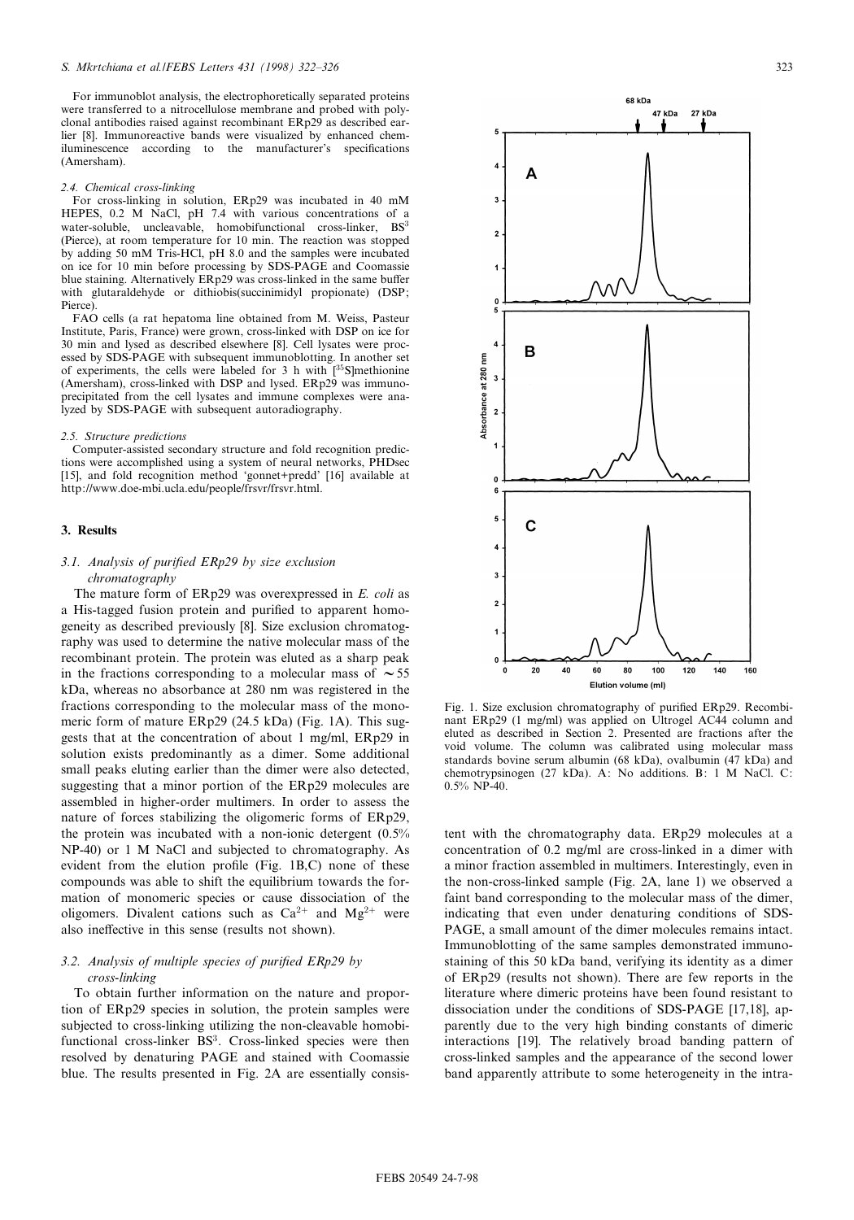For immunoblot analysis, the electrophoretically separated proteins were transferred to a nitrocellulose membrane and probed with polyclonal antibodies raised against recombinant ERp29 as described earlier [8]. Immunoreactive bands were visualized by enhanced chemiluminescence according to the manufacturer's specifications (Amersham).

### 2.4. Chemical cross-linking

For cross-linking in solution, ERp29 was incubated in 40 mM HEPES, 0.2 M NaCl, pH 7.4 with various concentrations of a water-soluble, uncleavable, homobifunctional cross-linker, $BS^3$ (Pierce), at room temperature for 10 min. The reaction was stopped by adding 50 mM Tris-HCl, pH 8.0 and the samples were incubated on ice for 10 min before processing by SDS-PAGE and Coomassie blue staining. Alternatively ERp29 was cross-linked in the same buffer with glutaraldehyde or dithiobis(succinimidyl propionate) (DSP; Pierce).

FAO cells (a rat hepatoma line obtained from M. Weiss, Pasteur Institute, Paris, France) were grown, cross-linked with DSP on ice for 30 min and lysed as described elsewhere [8]. Cell lysates were processed by SDS-PAGE with subsequent immunoblotting. In another set of experiments, the cells were labeled for 3 h with [$^{35}$S]methionine (Amersham), cross-linked with DSP and lysed. ERp29 was immunoprecipitated from the cell lysates and immune complexes were analyzed by SDS-PAGE with subsequent autoradiography.

### 2.5. Structure predictions

Computer-assisted secondary structure and fold recognition predictions were accomplished using a system of neural networks, PHDsec [15], and fold recognition method 'gonnet+predd' [16] available at http://www.doe-mbi.ucla.edu/people/frsvr/frsvr.html.

## 3. Results

### 3.1. Analysis of purified ERp29 by size exclusion chromatography

The mature form of ERp29 was overexpressed in *E. coli* as a His-tagged fusion protein and purified to apparent homogeneity as described previously [8]. Size exclusion chromatography was used to determine the native molecular mass of the recombinant protein. The protein was eluted as a sharp peak in the fractions corresponding to a molecular mass of $\sim$55 kDa, whereas no absorbance at 280 nm was registered in the fractions corresponding to the molecular mass of the monomeric form of mature ERp29 (24.5 kDa) (Fig. 1A). This suggests that at the concentration of about 1 mg/ml, ERp29 in solution exists predominantly as a dimer. Some additional small peaks eluting earlier than the dimer were also detected, suggesting that a minor portion of the ERp29 molecules are assembled in higher-order multimers. In order to assess the nature of forces stabilizing the oligomeric forms of ERp29, the protein was incubated with a non-ionic detergent (0.5% NP-40) or 1 M NaCl and subjected to chromatography. As evident from the elution profile (Fig. 1B,C) none of these compounds was able to shift the equilibrium towards the formation of monomeric species or cause dissociation of the oligomers. Divalent cations such as $Ca^{2+}$ and $Mg^{2+}$ were also ineffective in this sense (results not shown).

### 3.2. Analysis of multiple species of purified ERp29 by cross-linking

To obtain further information on the nature and proportion of ERp29 species in solution, the protein samples were subjected to cross-linking utilizing the non-cleavable homobifunctional cross-linker $BS^3$. Cross-linked species were then resolved by denaturing PAGE and stained with Coomassie blue. The results presented in Fig. 2A are essentially consistent with the chromatography data. ERp29 molecules at a concentration of 0.2 mg/ml are cross-linked in a dimer with a minor fraction assembled in multimers. Interestingly, even in the non-cross-linked sample (Fig. 2A, lane 1) we observed a faint band corresponding to the molecular mass of the dimer, indicating that even under denaturing conditions of SDS-PAGE, a small amount of the dimer molecules remains intact. Immunoblotting of the same samples demonstrated immunostaining of this 50 kDa band, verifying its identity as a dimer of ERp29 (results not shown). There are few reports in the literature where dimeric proteins have been found resistant to dissociation under the conditions of SDS-PAGE [17,18], apparently due to the very high binding constants of dimeric interactions [19]. The relatively broad banding pattern of cross-linked samples and the appearance of the second lower band apparently attribute to some heterogeneity in the intra-

68 kDa
47 kDa
27 kDa

A

B

C

Absorbance at 280 nm

Elution volume (ml)

0
20
40
60
80
100
120
140
160

Fig. 1. Size exclusion chromatography of purified ERp29. Recombinant ERp29 (1 mg/ml) was applied on Ultrogel AC44 column and eluted as described in Section 2. Presented are fractions after the void volume. The column was calibrated using molecular mass standards bovine serum albumin (68 kDa), ovalbumin (47 kDa) and chemotrypsinogen (27 kDa). A: No additions. B: 1 M NaCl. C: 0.5% NP-40.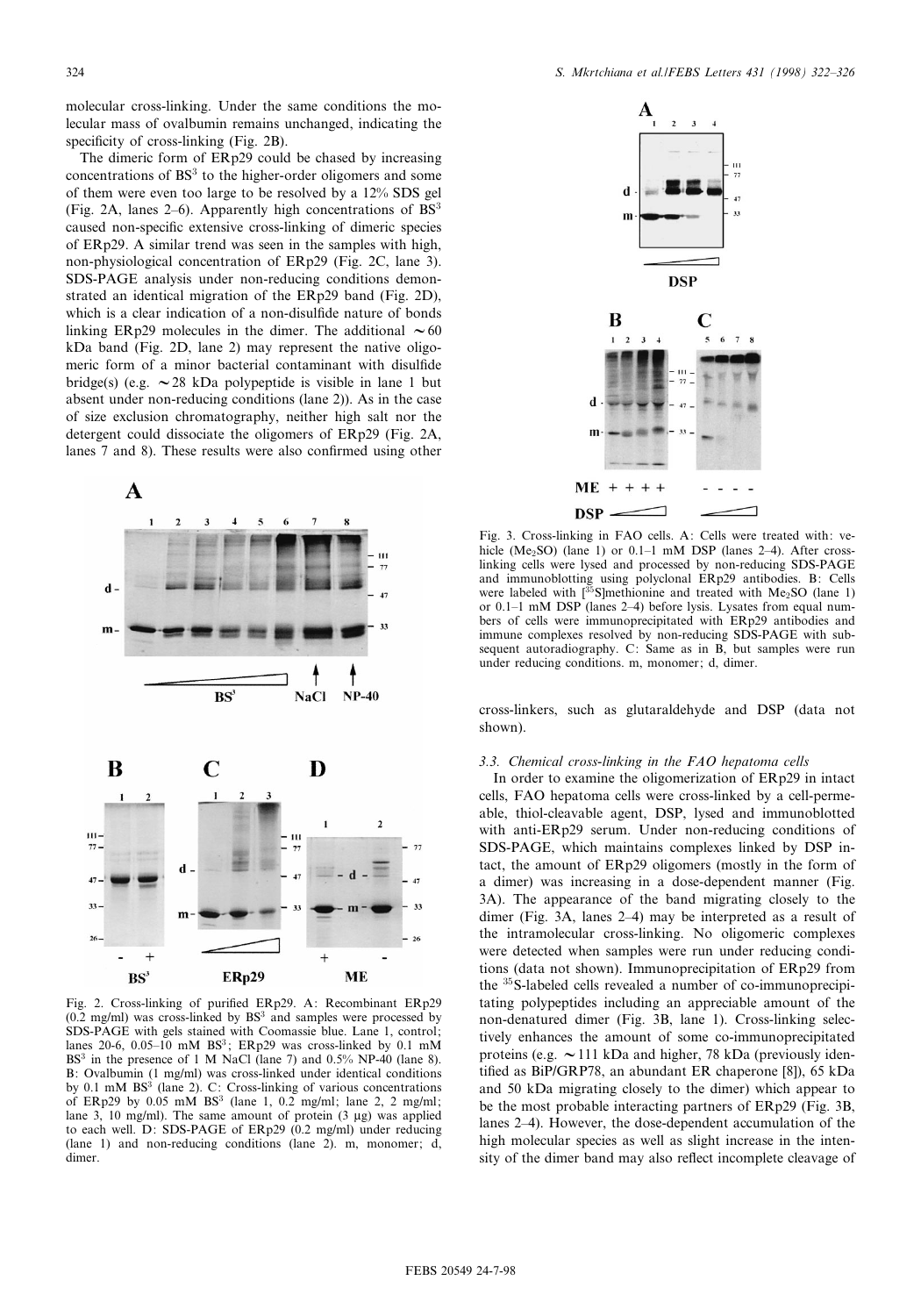molecular cross-linking. Under the same conditions the molecular mass of ovalbumin remains unchanged, indicating the specificity of cross-linking (Fig. 2B).

The dimeric form of ERp29 could be chased by increasing concentrations of $BS^3$ to the higher-order oligomers and some of them were even too large to be resolved by a 12% SDS gel (Fig. 2A, lanes 2–6). Apparently high concentrations of $BS^3$ caused non-specific extensive cross-linking of dimeric species of ERp29. A similar trend was seen in the samples with high, non-physiological concentration of ERp29 (Fig. 2C, lane 3). SDS-PAGE analysis under non-reducing conditions demonstrated an identical migration of the ERp29 band (Fig. 2D), which is a clear indication of a non-disulfide nature of bonds linking ERp29 molecules in the dimer. The additional ~60 kDa band (Fig. 2D, lane 2) may represent the native oligomeric form of a minor bacterial contaminant with disulfide bridge(s) (e.g. ~28 kDa polypeptide is visible in lane 1 but absent under non-reducing conditions (lane 2)). As in the case of size exclusion chromatography, neither high salt nor the detergent could dissociate the oligomers of ERp29 (Fig. 2A, lanes 7 and 8). These results were also confirmed using other cross-linkers, such as glutaraldehyde and DSP (data not shown).

A

1 2 3 4 5 6 7 8

d –

m –

111
77
47
33

$BS^3$ NaCl NP-40

B

1 2

111 –
77 –
47 –
33 –
26 –

– +

$BS^3$

C

1 2 3

d –
m –

111
77
47
33

ERp29

D

1 2

d
m

77
47
33
26

+ –

ME

Fig. 2. Cross-linking of purified ERp29. A: Recombinant ERp29 (0.2 mg/ml) was cross-linked by $BS^3$ and samples were processed by SDS-PAGE with gels stained with Coomassie blue. Lane 1, control; lanes 20-6, 0.05–10 mM $BS^3$; ERp29 was cross-linked by 0.1 mM $BS^3$ in the presence of 1 M NaCl (lane 7) and 0.5% NP-40 (lane 8). B: Ovalbumin (1 mg/ml) was cross-linked under identical conditions by 0.1 mM $BS^3$ (lane 2). C: Cross-linking of various concentrations of ERp29 by 0.05 mM $BS^3$ (lane 1, 0.2 mg/ml; lane 2, 2 mg/ml; lane 3, 10 mg/ml). The same amount of protein (3 μg) was applied to each well. D: SDS-PAGE of ERp29 (0.2 mg/ml) under reducing (lane 1) and non-reducing conditions (lane 2). m, monomer; d, dimer.

A

1 2 3 4

d –
m –

111
77
47
33

DSP

B

1 2 3 4

d –
m –

111
77
47
33

C

5 6 7 8

ME + + + + – – – –

DSP

Fig. 3. Cross-linking in FAO cells. A: Cells were treated with: vehicle ($Me_2SO$) (lane 1) or 0.1–1 mM DSP (lanes 2–4). After cross-linking cells were lysed and processed by non-reducing SDS-PAGE and immunoblotting using polyclonal ERp29 antibodies. B: Cells were labeled with [$^{35}S$]methionine and treated with $Me_2SO$ (lane 1) or 0.1–1 mM DSP (lanes 2–4) before lysis. Lysates from equal numbers of cells were immunoprecipitated with ERp29 antibodies and immune complexes resolved by non-reducing SDS-PAGE with subsequent autoradiography. C: Same as in B, but samples were run under reducing conditions. m, monomer; d, dimer.

### 3.3. Chemical cross-linking in the FAO hepatoma cells

In order to examine the oligomerization of ERp29 in intact cells, FAO hepatoma cells were cross-linked by a cell-permeable, thiol-cleavable agent, DSP, lysed and immunoblotted with anti-ERp29 serum. Under non-reducing conditions of SDS-PAGE, which maintains complexes linked by DSP intact, the amount of ERp29 oligomers (mostly in the form of a dimer) was increasing in a dose-dependent manner (Fig. 3A). The appearance of the band migrating closely to the dimer (Fig. 3A, lanes 2–4) may be interpreted as a result of the intramolecular cross-linking. No oligomeric complexes were detected when samples were run under reducing conditions (data not shown). Immunoprecipitation of ERp29 from the $^{35}S$-labeled cells revealed a number of co-immunoprecipitating polypeptides including an appreciable amount of the non-denatured dimer (Fig. 3B, lane 1). Cross-linking selectively enhances the amount of some co-immunoprecipitated proteins (e.g. ~111 kDa and higher, 78 kDa (previously identified as BiP/GRP78, an abundant ER chaperone [8]), 65 kDa and 50 kDa migrating closely to the dimer) which appear to be the most probable interacting partners of ERp29 (Fig. 3B, lanes 2–4). However, the dose-dependent accumulation of the high molecular species as well as slight increase in the intensity of the dimer band may also reflect incomplete cleavage of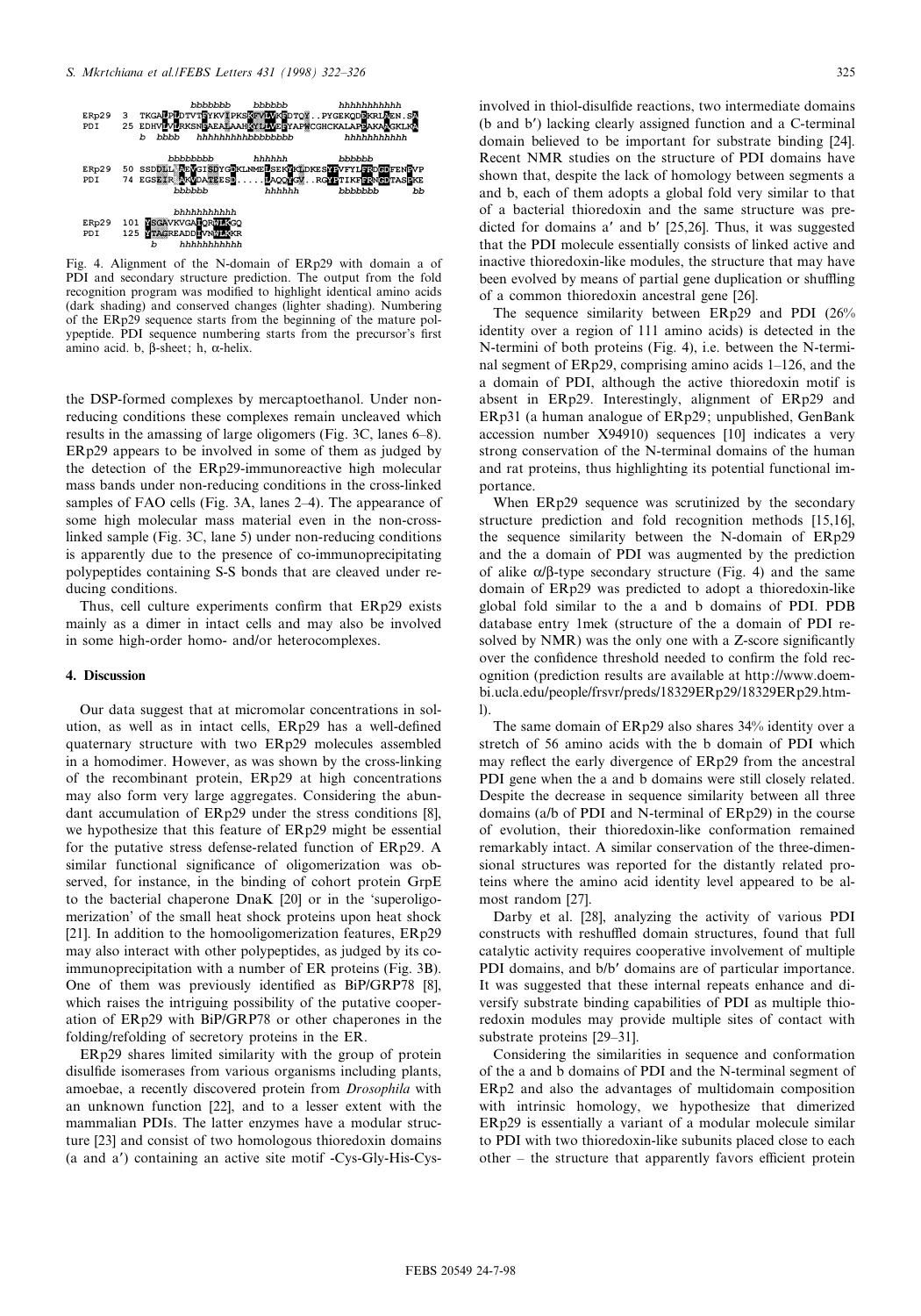```
                  bbbbbbb    bbbbbb        hhhhhhhhhhh
ERp29  3   TKGALPLDTVTFYKVIPKSKFVLVKFDTQY..PYGEKQDEFKRLAEN.SA
PDI    25  EDHVLVLRKSNFAEALAAHKYLLVEFYAPWCGHCKALAPEYAKAAGKLKA
           b  bbbb    hhhhhhhhhbbbbbbbb            hhhhhhhhhhh

                 bbbbbbbb        hhhhhh          bbbbbb
ERp29  50  SSDDLLVAEVGISDYGDKLNMELSEKYKLDKESYPVFYLFRDGDFENPVP
PDI    74  EGSEIRLAKVDATEESD.....LAQQYGV..RGYPTIKFFRNGDTASPKE
                bbbbbb               hhhhhh       bbbbbbb       bb

                 hhhhhhhhhhh
ERp29  101 YSGAVKVGAIQRWLKGQ
PDI    125 YTAGREADDIVNWLKKR
           b    hhhhhhhhhhh
```

Fig. 4. Alignment of the N-domain of ERp29 with domain a of PDI and secondary structure prediction. The output from the fold recognition program was modified to highlight identical amino acids (dark shading) and conserved changes (lighter shading). Numbering of the ERp29 sequence starts from the beginning of the mature polypeptide. PDI sequence numbering starts from the precursor's first amino acid. b, β-sheet; h, α-helix.

the DSP-formed complexes by mercaptoethanol. Under non-reducing conditions these complexes remain uncleaved which results in the amassing of large oligomers (Fig. 3C, lanes 6–8). ERp29 appears to be involved in some of them as judged by the detection of the ERp29-immunoreactive high molecular mass bands under non-reducing conditions in the cross-linked samples of FAO cells (Fig. 3A, lanes 2–4). The appearance of some high molecular mass material even in the non-cross-linked sample (Fig. 3C, lane 5) under non-reducing conditions is apparently due to the presence of co-immunoprecipitating polypeptides containing S-S bonds that are cleaved under reducing conditions.

Thus, cell culture experiments confirm that ERp29 exists mainly as a dimer in intact cells and may also be involved in some high-order homo- and/or heterocomplexes.

## 4. Discussion

Our data suggest that at micromolar concentrations in solution, as well as in intact cells, ERp29 has a well-defined quaternary structure with two ERp29 molecules assembled in a homodimer. However, as was shown by the cross-linking of the recombinant protein, ERp29 at high concentrations may also form very large aggregates. Considering the abundant accumulation of ERp29 under the stress conditions [8], we hypothesize that this feature of ERp29 might be essential for the putative stress defense-related function of ERp29. A similar functional significance of oligomerization was observed, for instance, in the binding of cohort protein GrpE to the bacterial chaperone DnaK [20] or in the 'superoligomerization' of the small heat shock proteins upon heat shock [21]. In addition to the homooligomerization features, ERp29 may also interact with other polypeptides, as judged by its co-immunoprecipitation with a number of ER proteins (Fig. 3B). One of them was previously identified as BiP/GRP78 [8], which raises the intriguing possibility of the putative cooperation of ERp29 with BiP/GRP78 or other chaperones in the folding/refolding of secretory proteins in the ER.

ERp29 shares limited similarity with the group of protein disulfide isomerases from various organisms including plants, amoebae, a recently discovered protein from *Drosophila* with an unknown function [22], and to a lesser extent with the mammalian PDIs. The latter enzymes have a modular structure [23] and consist of two homologous thioredoxin domains (a and a′) containing an active site motif -Cys-Gly-His-Cys- involved in thiol-disulfide reactions, two intermediate domains (b and b′) lacking clearly assigned function and a C-terminal domain believed to be important for substrate binding [24]. Recent NMR studies on the structure of PDI domains have shown that, despite the lack of homology between segments a and b, each of them adopts a global fold very similar to that of a bacterial thioredoxin and the same structure was predicted for domains a′ and b′ [25,26]. Thus, it was suggested that the PDI molecule essentially consists of linked active and inactive thioredoxin-like modules, the structure that may have been evolved by means of partial gene duplication or shuffling of a common thioredoxin ancestral gene [26].

The sequence similarity between ERp29 and PDI (26% identity over a region of 111 amino acids) is detected in the N-termini of both proteins (Fig. 4), i.e. between the N-terminal segment of ERp29, comprising amino acids 1–126, and the a domain of PDI, although the active thioredoxin motif is absent in ERp29. Interestingly, alignment of ERp29 and ERp31 (a human analogue of ERp29; unpublished, GenBank accession number X94910) sequences [10] indicates a very strong conservation of the N-terminal domains of the human and rat proteins, thus highlighting its potential functional importance.

When ERp29 sequence was scrutinized by the secondary structure prediction and fold recognition methods [15,16], the sequence similarity between the N-domain of ERp29 and the a domain of PDI was augmented by the prediction of alike α/β-type secondary structure (Fig. 4) and the same domain of ERp29 was predicted to adopt a thioredoxin-like global fold similar to the a and b domains of PDI. PDB database entry 1mek (structure of the a domain of PDI resolved by NMR) was the only one with a Z-score significantly over the confidence threshold needed to confirm the fold recognition (prediction results are available at http://www.doembi.ucla.edu/people/frsvr/preds/18329ERp29/18329ERp29.html).

The same domain of ERp29 also shares 34% identity over a stretch of 56 amino acids with the b domain of PDI which may reflect the early divergence of ERp29 from the ancestral PDI gene when the a and b domains were still closely related. Despite the decrease in sequence similarity between all three domains (a/b of PDI and N-terminal of ERp29) in the course of evolution, their thioredoxin-like conformation remained remarkably intact. A similar conservation of the three-dimensional structures was reported for the distantly related proteins where the amino acid identity level appeared to be almost random [27].

Darby et al. [28], analyzing the activity of various PDI constructs with reshuffled domain structures, found that full catalytic activity requires cooperative involvement of multiple PDI domains, and b/b′ domains are of particular importance. It was suggested that these internal repeats enhance and diversify substrate binding capabilities of PDI as multiple thioredoxin modules may provide multiple sites of contact with substrate proteins [29–31].

Considering the similarities in sequence and conformation of the a and b domains of PDI and the N-terminal segment of ERp2 and also the advantages of multidomain composition with intrinsic homology, we hypothesize that dimerized ERp29 is essentially a variant of a modular molecule similar to PDI with two thioredoxin-like subunits placed close to each other – the structure that apparently favors efficient protein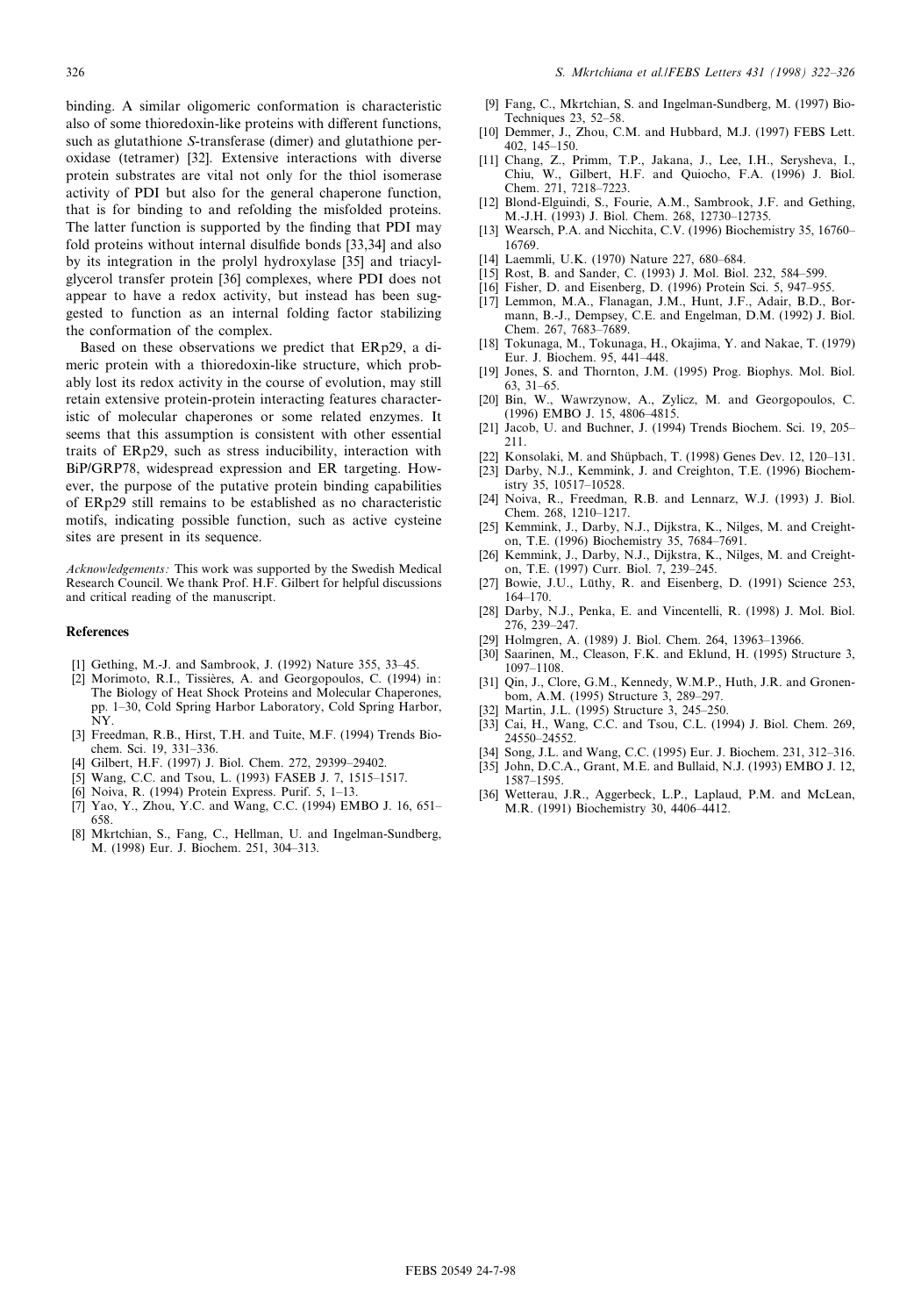binding. A similar oligomeric conformation is characteristic also of some thioredoxin-like proteins with different functions, such as glutathione *S*-transferase (dimer) and glutathione peroxidase (tetramer) [32]. Extensive interactions with diverse protein substrates are vital not only for the thiol isomerase activity of PDI but also for the general chaperone function, that is for binding to and refolding the misfolded proteins. The latter function is supported by the finding that PDI may fold proteins without internal disulfide bonds [33,34] and also by its integration in the prolyl hydroxylase [35] and triacylglycerol transfer protein [36] complexes, where PDI does not appear to have a redox activity, but instead has been suggested to function as an internal folding factor stabilizing the conformation of the complex.

Based on these observations we predict that ERp29, a dimeric protein with a thioredoxin-like structure, which probably lost its redox activity in the course of evolution, may still retain extensive protein-protein interacting features characteristic of molecular chaperones or some related enzymes. It seems that this assumption is consistent with other essential traits of ERp29, such as stress inducibility, interaction with BiP/GRP78, widespread expression and ER targeting. However, the purpose of the putative protein binding capabilities of ERp29 still remains to be established as no characteristic motifs, indicating possible function, such as active cysteine sites are present in its sequence.

*Acknowledgements:* This work was supported by the Swedish Medical Research Council. We thank Prof. H.F. Gilbert for helpful discussions and critical reading of the manuscript.

## References

[1] Gething, M.-J. and Sambrook, J. (1992) Nature 355, 33–45.
[2] Morimoto, R.I., Tissières, A. and Georgopoulos, C. (1994) in: The Biology of Heat Shock Proteins and Molecular Chaperones, pp. 1–30, Cold Spring Harbor Laboratory, Cold Spring Harbor, NY.
[3] Freedman, R.B., Hirst, T.H. and Tuite, M.F. (1994) Trends Biochem. Sci. 19, 331–336.
[4] Gilbert, H.F. (1997) J. Biol. Chem. 272, 29399–29402.
[5] Wang, C.C. and Tsou, L. (1993) FASEB J. 7, 1515–1517.
[6] Noiva, R. (1994) Protein Express. Purif. 5, 1–13.
[7] Yao, Y., Zhou, Y.C. and Wang, C.C. (1994) EMBO J. 16, 651–658.
[8] Mkrtchian, S., Fang, C., Hellman, U. and Ingelman-Sundberg, M. (1998) Eur. J. Biochem. 251, 304–313.
[9] Fang, C., Mkrtchian, S. and Ingelman-Sundberg, M. (1997) BioTechniques 23, 52–58.
[10] Demmer, J., Zhou, C.M. and Hubbard, M.J. (1997) FEBS Lett. 402, 145–150.
[11] Chang, Z., Primm, T.P., Jakana, J., Lee, I.H., Serysheva, I., Chiu, W., Gilbert, H.F. and Quiocho, F.A. (1996) J. Biol. Chem. 271, 7218–7223.
[12] Blond-Elguindi, S., Fourie, A.M., Sambrook, J.F. and Gething, M.-J.H. (1993) J. Biol. Chem. 268, 12730–12735.
[13] Wearsch, P.A. and Nicchita, C.V. (1996) Biochemistry 35, 16760–16769.
[14] Laemmli, U.K. (1970) Nature 227, 680–684.
[15] Rost, B. and Sander, C. (1993) J. Mol. Biol. 232, 584–599.
[16] Fisher, D. and Eisenberg, D. (1996) Protein Sci. 5, 947–955.
[17] Lemmon, M.A., Flanagan, J.M., Hunt, J.F., Adair, B.D., Bormann, B.-J., Dempsey, C.E. and Engelman, D.M. (1992) J. Biol. Chem. 267, 7683–7689.
[18] Tokunaga, M., Tokunaga, H., Okajima, Y. and Nakae, T. (1979) Eur. J. Biochem. 95, 441–448.
[19] Jones, S. and Thornton, J.M. (1995) Prog. Biophys. Mol. Biol. 63, 31–65.
[20] Bin, W., Wawrzynow, A., Zylicz, M. and Georgopoulos, C. (1996) EMBO J. 15, 4806–4815.
[21] Jacob, U. and Buchner, J. (1994) Trends Biochem. Sci. 19, 205–211.
[22] Konsolaki, M. and Shüpbach, T. (1998) Genes Dev. 12, 120–131.
[23] Darby, N.J., Kemmink, J. and Creighton, T.E. (1996) Biochemistry 35, 10517–10528.
[24] Noiva, R., Freedman, R.B. and Lennarz, W.J. (1993) J. Biol. Chem. 268, 1210–1217.
[25] Kemmink, J., Darby, N.J., Dijkstra, K., Nilges, M. and Creighton, T.E. (1996) Biochemistry 35, 7684–7691.
[26] Kemmink, J., Darby, N.J., Dijkstra, K., Nilges, M. and Creighton, T.E. (1997) Curr. Biol. 7, 239–245.
[27] Bowie, J.U., Lüthy, R. and Eisenberg, D. (1991) Science 253, 164–170.
[28] Darby, N.J., Penka, E. and Vincentelli, R. (1998) J. Mol. Biol. 276, 239–247.
[29] Holmgren, A. (1989) J. Biol. Chem. 264, 13963–13966.
[30] Saarinen, M., Cleason, F.K. and Eklund, H. (1995) Structure 3, 1097–1108.
[31] Qin, J., Clore, G.M., Kennedy, W.M.P., Huth, J.R. and Gronenbom, A.M. (1995) Structure 3, 289–297.
[32] Martin, J.L. (1995) Structure 3, 245–250.
[33] Cai, H., Wang, C.C. and Tsou, C.L. (1994) J. Biol. Chem. 269, 24550–24552.
[34] Song, J.L. and Wang, C.C. (1995) Eur. J. Biochem. 231, 312–316.
[35] John, D.C.A., Grant, M.E. and Bullaid, N.J. (1993) EMBO J. 12, 1587–1595.
[36] Wetterau, J.R., Aggerbeck, L.P., Laplaud, P.M. and McLean, M.R. (1991) Biochemistry 30, 4406–4412.